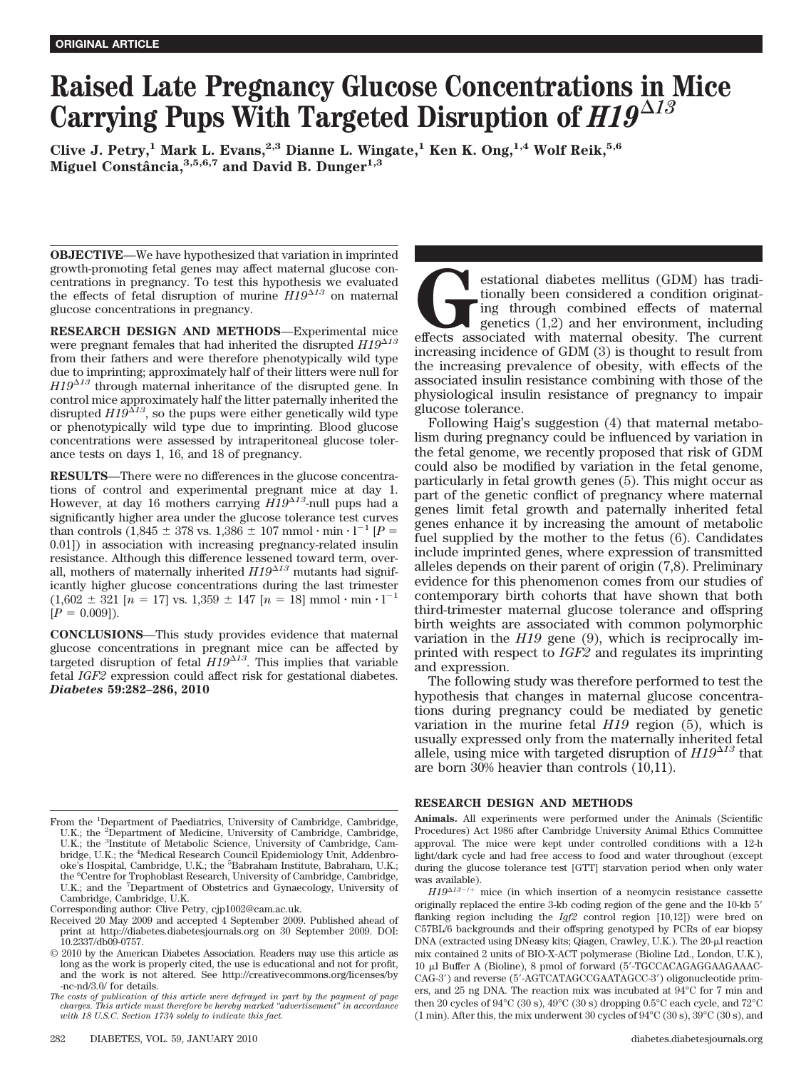ORIGINAL ARTICLE

# Raised Late Pregnancy Glucose Concentrations in Mice Carrying Pups With Targeted Disruption of $H19^{\Delta 13}$

Clive J. Petry,[1] Mark L. Evans,[2,3] Dianne L. Wingate,[1] Ken K. Ong,[1,4] Wolf Reik,[5,6] Miguel Constância,[3,5,6,7] and David B. Dunger[1,3]

**OBJECTIVE**—We have hypothesized that variation in imprinted growth-promoting fetal genes may affect maternal glucose concentrations in pregnancy. To test this hypothesis we evaluated the effects of fetal disruption of murine $H19^{\Delta 13}$ on maternal glucose concentrations in pregnancy.

**RESEARCH DESIGN AND METHODS**—Experimental mice were pregnant females that had inherited the disrupted $H19^{\Delta 13}$ from their fathers and were therefore phenotypically wild type due to imprinting; approximately half of their litters were null for $H19^{\Delta 13}$ through maternal inheritance of the disrupted gene. In control mice approximately half the litter paternally inherited the disrupted $H19^{\Delta 13}$, so the pups were either genetically wild type or phenotypically wild type due to imprinting. Blood glucose concentrations were assessed by intraperitoneal glucose tolerance tests on days 1, 16, and 18 of pregnancy.

**RESULTS**—There were no differences in the glucose concentrations of control and experimental pregnant mice at day 1. However, at day 16 mothers carrying $H19^{\Delta 13}$-null pups had a significantly higher area under the glucose tolerance test curves than controls (1,845 ± 378 vs. 1,386 ± 107 mmol · min · l$^{-1}$ [$P$ = 0.01]) in association with increasing pregnancy-related insulin resistance. Although this difference lessened toward term, overall, mothers of maternally inherited $H19^{\Delta 13}$ mutants had significantly higher glucose concentrations during the last trimester (1,602 ± 321 [$n$ = 17] vs. 1,359 ± 147 [$n$ = 18] mmol · min · l$^{-1}$ [$P$ = 0.009]).

**CONCLUSIONS**—This study provides evidence that maternal glucose concentrations in pregnant mice can be affected by targeted disruption of fetal $H19^{\Delta 13}$. This implies that variable fetal *IGF2* expression could affect risk for gestational diabetes. ***Diabetes* 59:282–286, 2010**

Gestational diabetes mellitus (GDM) has traditionally been considered a condition originating through combined effects of maternal genetics (1,2) and her environment, including effects associated with maternal obesity. The current increasing incidence of GDM (3) is thought to result from the increasing prevalence of obesity, with effects of the associated insulin resistance combining with those of the physiological insulin resistance of pregnancy to impair glucose tolerance.

Following Haig's suggestion (4) that maternal metabolism during pregnancy could be influenced by variation in the fetal genome, we recently proposed that risk of GDM could also be modified by variation in the fetal genome, particularly in fetal growth genes (5). This might occur as part of the genetic conflict of pregnancy where maternal genes limit fetal growth and paternally inherited fetal genes enhance it by increasing the amount of metabolic fuel supplied by the mother to the fetus (6). Candidates include imprinted genes, where expression of transmitted alleles depends on their parent of origin (7,8). Preliminary evidence for this phenomenon comes from our studies of contemporary birth cohorts that have shown that both third-trimester maternal glucose tolerance and offspring birth weights are associated with common polymorphic variation in the *H19* gene (9), which is reciprocally imprinted with respect to *IGF2* and regulates its imprinting and expression.

The following study was therefore performed to test the hypothesis that changes in maternal glucose concentrations during pregnancy could be mediated by genetic variation in the murine fetal *H19* region (5), which is usually expressed only from the maternally inherited fetal allele, using mice with targeted disruption of $H19^{\Delta 13}$ that are born 30% heavier than controls (10,11).

From the [1]Department of Paediatrics, University of Cambridge, Cambridge, U.K.; the [2]Department of Medicine, University of Cambridge, Cambridge, U.K.; the [3]Institute of Metabolic Science, University of Cambridge, Cambridge, U.K.; the [4]Medical Research Council Epidemiology Unit, Addenbrooke's Hospital, Cambridge, U.K.; the [5]Babraham Institute, Babraham, U.K.; the [6]Centre for Trophoblast Research, University of Cambridge, Cambridge, U.K.; and the [7]Department of Obstetrics and Gynaecology, University of Cambridge, Cambridge, U.K.

Corresponding author: Clive Petry, cjp1002@cam.ac.uk.

Received 20 May 2009 and accepted 4 September 2009. Published ahead of print at http://diabetes.diabetesjournals.org on 30 September 2009. DOI: 10.2337/db09-0757.

© 2010 by the American Diabetes Association. Readers may use this article as long as the work is properly cited, the use is educational and not for profit, and the work is not altered. See http://creativecommons.org/licenses/by-nc-nd/3.0/ for details.

*The costs of publication of this article were defrayed in part by the payment of page charges. This article must therefore be hereby marked "advertisement" in accordance with 18 U.S.C. Section 1734 solely to indicate this fact.*

## RESEARCH DESIGN AND METHODS

**Animals.** All experiments were performed under the Animals (Scientific Procedures) Act 1986 after Cambridge University Animal Ethics Committee approval. The mice were kept under controlled conditions with a 12-h light/dark cycle and had free access to food and water throughout (except during the glucose tolerance test [GTT] starvation period when only water was available).

$H19^{\Delta 13-/+}$ mice (in which insertion of a neomycin resistance cassette originally replaced the entire 3-kb coding region of the gene and the 10-kb 5′ flanking region including the *Igf2* control region [10,12]) were bred on C57BL/6 backgrounds and their offspring genotyped by PCRs of ear biopsy DNA (extracted using DNeasy kits; Qiagen, Crawley, U.K.). The 20-μl reaction mix contained 2 units of BIO-X-ACT polymerase (Bioline Ltd., London, U.K.), 10 μl Buffer A (Bioline), 8 pmol of forward (5′-TGCCACAGAGGAAGAAACCAG-3′) and reverse (5′-AGTCATAGCCGAATAGCC-3′) oligonucleotide primers, and 25 ng DNA. The reaction mix was incubated at 94°C for 7 min and then 20 cycles of 94°C (30 s), 49°C (30 s) dropping 0.5°C each cycle, and 72°C (1 min). After this, the mix underwent 30 cycles of 94°C (30 s), 39°C (30 s), and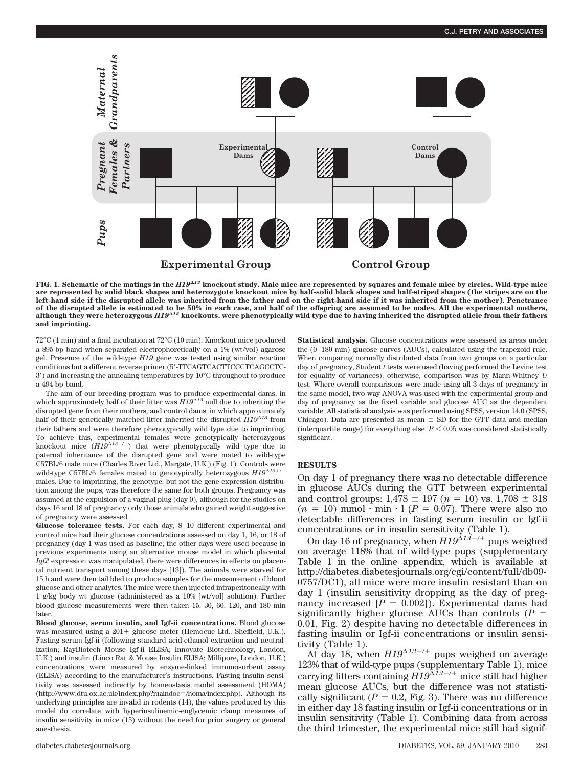FIG. 1. Schematic of the matings in the $H19^{\Delta 13}$ knockout study. Male mice are represented by squares and female mice by circles. Wild-type mice are represented by solid black shapes and heterozygote knockout mice by half-solid black shapes and half-striped shapes (the stripes are on the left-hand side if the disrupted allele was inherited from the father and on the right-hand side if it was inherited from the mother). Penetrance of the disrupted allele is estimated to be 50% in each case, and half of the offspring are assumed to be males. All the experimental mothers, although they were heterozygous $H19^{\Delta 13}$ knockouts, were phenotypically wild type due to having inherited the disrupted allele from their fathers and imprinting.

72°C (1 min) and a final incubation at 72°C (10 min). Knockout mice produced a 895-bp band when separated electrophoretically on a 1% (wt/vol) agarose gel. Presence of the wild-type *H19* gene was tested using similar reaction conditions but a different reverse primer (5′-TTCAGTCACTTCCCTCAGCCTC-3′) and increasing the annealing temperatures by 10°C throughout to produce a 494-bp band.

The aim of our breeding program was to produce experimental dams, in which approximately half of their litter was $H19^{\Delta 13}$ null due to inheriting the disrupted gene from their mothers, and control dams, in which approximately half of their genetically matched litter inherited the disrupted $H19^{\Delta 13}$ from their fathers and were therefore phenotypically wild type due to imprinting. To achieve this, experimental females were genotypically heterozygous knockout mice ($H19^{\Delta 13+/-}$) that were phenotypically wild type due to paternal inheritance of the disrupted gene and were mated to wild-type C57BL/6 male mice (Charles River Ltd., Margate, U.K.) (Fig. 1). Controls were wild-type C57BL/6 females mated to genotypically heterozygous $H19^{\Delta 13+/-}$ males. Due to imprinting, the genotype, but not the gene expression distribution among the pups, was therefore the same for both groups. Pregnancy was assumed at the expulsion of a vaginal plug (day 0), although for the studies on days 16 and 18 of pregnancy only those animals who gained weight suggestive of pregnancy were assessed.

**Glucose tolerance tests.** For each day, 8–10 different experimental and control mice had their glucose concentrations assessed on day 1, 16, or 18 of pregnancy (day 1 was used as baseline; the other days were used because in previous experiments using an alternative mouse model in which placental *Igf2* expression was manipulated, there were differences in effects on placental nutrient transport among these days [13]). The animals were starved for 15 h and were then tail bled to produce samples for the measurement of blood glucose and other analytes. The mice were then injected intraperitoneally with 1 g/kg body wt glucose (administered as a 10% [wt/vol] solution). Further blood glucose measurements were then taken 15, 30, 60, 120, and 180 min later.

**Blood glucose, serum insulin, and Igf-ii concentrations.** Blood glucose was measured using a 201+ glucose meter (Hemocue Ltd., Sheffield, U.K.). Fasting serum Igf-ii (following standard acid-ethanol extraction and neutralization; RayBiotech Mouse Igf-ii ELISA; Innovate Biotechnology, London, U.K.) and insulin (Linco Rat & Mouse Insulin ELISA; Millipore, London, U.K.) concentrations were measured by enzyme-linked immunosorbent assay (ELISA) according to the manufacturer's instructions. Fasting insulin sensitivity was assessed indirectly by homeostasis model assessment (HOMA) (http://www.dtu.ox.ac.uk/index.php?maindoc=/homa/index.php). Although its underlying principles are invalid in rodents (14), the values produced by this model do correlate with hyperinsulinemic-euglycemic clamp measures of insulin sensitivity in mice (15) without the need for prior surgery or general anesthesia.

**Statistical analysis.** Glucose concentrations were assessed as areas under the (0–180 min) glucose curves (AUCs), calculated using the trapezoid rule. When comparing normally distributed data from two groups on a particular day of pregnancy, Student *t* tests were used (having performed the Levine test for equality of variances); otherwise, comparison was by Mann-Whitney *U* test. Where overall comparisons were made using all 3 days of pregnancy in the same model, two-way ANOVA was used with the experimental group and day of pregnancy as the fixed variable and glucose AUC as the dependent variable. All statistical analysis was performed using SPSS, version 14.0 (SPSS, Chicago). Data are presented as mean ± SD for the GTT data and median (interquartile range) for everything else. $P < 0.05$ was considered statistically significant.

## RESULTS

On day 1 of pregnancy there was no detectable difference in glucose AUCs during the GTT between experimental and control groups: 1,478 ± 197 ($n$ = 10) vs. 1,708 ± 318 ($n$ = 10) mmol · min · l ($P$ = 0.07). There were also no detectable differences in fasting serum insulin or Igf-ii concentrations or in insulin sensitivity (Table 1).

On day 16 of pregnancy, when $H19^{\Delta 13-/+}$ pups weighed on average 118% that of wild-type pups (supplementary Table 1 in the online appendix, which is available at http://diabetes.diabetesjournals.org/cgi/content/full/db09-0757/DC1), all mice were more insulin resistant than on day 1 (insulin sensitivity dropping as the day of pregnancy increased [$P$ = 0.002]). Experimental dams had significantly higher glucose AUCs than controls ($P$ = 0.01, Fig. 2) despite having no detectable differences in fasting insulin or Igf-ii concentrations or insulin sensitivity (Table 1).

At day 18, when $H19^{\Delta 13-/+}$ pups weighed on average 123% that of wild-type pups (supplementary Table 1), mice carrying litters containing $H19^{\Delta 13-/+}$ mice still had higher mean glucose AUCs, but the difference was not statistically significant ($P$ = 0.2, Fig. 3). There was no difference in either day 18 fasting insulin or Igf-ii concentrations or in insulin sensitivity (Table 1). Combining data from across the third trimester, the experimental mice still had signif-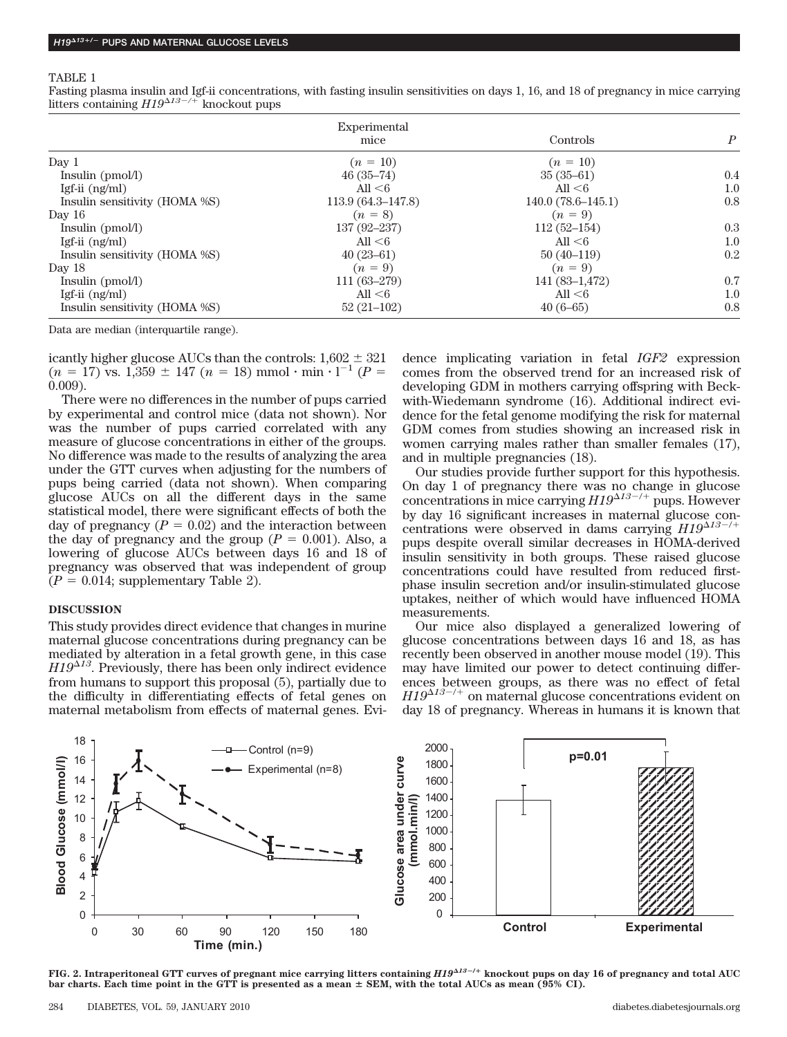TABLE 1

Fasting plasma insulin and Igf-ii concentrations, with fasting insulin sensitivities on days 1, 16, and 18 of pregnancy in mice carrying litters containing $H19^{\Delta 13-/+}$ knockout pups

| | Experimental mice | Controls | $P$ |
|---|---|---|---|
| Day 1 | ($n$ = 10) | ($n$ = 10) | |
| Insulin (pmol/l) | 46 (35–74) | 35 (35–61) | 0.4 |
| Igf-ii (ng/ml) | All <6 | All <6 | 1.0 |
| Insulin sensitivity (HOMA %S) | 113.9 (64.3–147.8) | 140.0 (78.6–145.1) | 0.8 |
| Day 16 | ($n$ = 8) | ($n$ = 9) | |
| Insulin (pmol/l) | 137 (92–237) | 112 (52–154) | 0.3 |
| Igf-ii (ng/ml) | All <6 | All <6 | 1.0 |
| Insulin sensitivity (HOMA %S) | 40 (23–61) | 50 (40–119) | 0.2 |
| Day 18 | ($n$ = 9) | ($n$ = 9) | |
| Insulin (pmol/l) | 111 (63–279) | 141 (83–1,472) | 0.7 |
| Igf-ii (ng/ml) | All <6 | All <6 | 1.0 |
| Insulin sensitivity (HOMA %S) | 52 (21–102) | 40 (6–65) | 0.8 |

Data are median (interquartile range).

icantly higher glucose AUCs than the controls: 1,602 ± 321 ($n$ = 17) vs. 1,359 ± 147 ($n$ = 18) $\text{mmol} \cdot \text{min} \cdot \text{l}^{-1}$ ($P$ = 0.009).

There were no differences in the number of pups carried by experimental and control mice (data not shown). Nor was the number of pups carried correlated with any measure of glucose concentrations in either of the groups. No difference was made to the results of analyzing the area under the GTT curves when adjusting for the numbers of pups being carried (data not shown). When comparing glucose AUCs on all the different days in the same statistical model, there were significant effects of both the day of pregnancy ($P$ = 0.02) and the interaction between the day of pregnancy and the group ($P$ = 0.001). Also, a lowering of glucose AUCs between days 16 and 18 of pregnancy was observed that was independent of group ($P$ = 0.014; supplementary Table 2).

## DISCUSSION

This study provides direct evidence that changes in murine maternal glucose concentrations during pregnancy can be mediated by alteration in a fetal growth gene, in this case $H19^{\Delta 13}$. Previously, there has been only indirect evidence from humans to support this proposal (5), partially due to the difficulty in differentiating effects of fetal genes on maternal metabolism from effects of maternal genes. Evidence implicating variation in fetal *IGF2* expression comes from the observed trend for an increased risk of developing GDM in mothers carrying offspring with Beckwith-Wiedemann syndrome (16). Additional indirect evidence for the fetal genome modifying the risk for maternal GDM comes from studies showing an increased risk in women carrying males rather than smaller females (17), and in multiple pregnancies (18).

Our studies provide further support for this hypothesis. On day 1 of pregnancy there was no change in glucose concentrations in mice carrying $H19^{\Delta 13-/+}$ pups. However by day 16 significant increases in maternal glucose concentrations were observed in dams carrying $H19^{\Delta 13-/+}$ pups despite overall similar decreases in HOMA-derived insulin sensitivity in both groups. These raised glucose concentrations could have resulted from reduced first-phase insulin secretion and/or insulin-stimulated glucose uptakes, neither of which would have influenced HOMA measurements.

Our mice also displayed a generalized lowering of glucose concentrations between days 16 and 18, as has recently been observed in another mouse model (19). This may have limited our power to detect continuing differences between groups, as there was no effect of fetal $H19^{\Delta 13-/+}$ on maternal glucose concentrations evident on day 18 of pregnancy. Whereas in humans it is known that

**FIG. 2. Intraperitoneal GTT curves of pregnant mice carrying litters containing $H19^{\Delta 13-/+}$ knockout pups on day 16 of pregnancy and total AUC bar charts. Each time point in the GTT is presented as a mean ± SEM, with the total AUCs as mean (95% CI).**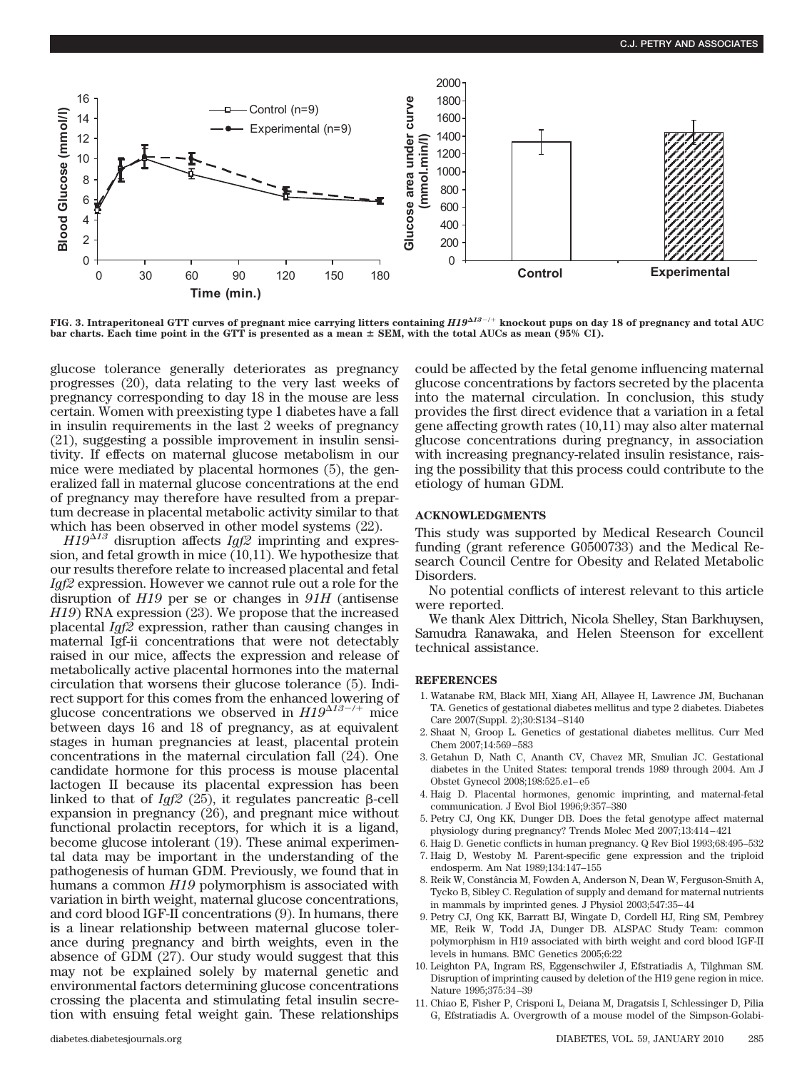FIG. 3. Intraperitoneal GTT curves of pregnant mice carrying litters containing $H19^{\Delta 13-/+}$ knockout pups on day 18 of pregnancy and total AUC bar charts. Each time point in the GTT is presented as a mean ± SEM, with the total AUCs as mean (95% CI).

glucose tolerance generally deteriorates as pregnancy progresses (20), data relating to the very last weeks of pregnancy corresponding to day 18 in the mouse are less certain. Women with preexisting type 1 diabetes have a fall in insulin requirements in the last 2 weeks of pregnancy (21), suggesting a possible improvement in insulin sensitivity. If effects on maternal glucose metabolism in our mice were mediated by placental hormones (5), the generalized fall in maternal glucose concentrations at the end of pregnancy may therefore have resulted from a prepartum decrease in placental metabolic activity similar to that which has been observed in other model systems (22).

*H19*$^{\Delta 13}$ disruption affects *Igf2* imprinting and expression, and fetal growth in mice (10,11). We hypothesize that our results therefore relate to increased placental and fetal *Igf2* expression. However we cannot rule out a role for the disruption of *H19* per se or changes in *91H* (antisense *H19*) RNA expression (23). We propose that the increased placental *Igf2* expression, rather than causing changes in maternal Igf-ii concentrations that were not detectably raised in our mice, affects the expression and release of metabolically active placental hormones into the maternal circulation that worsens their glucose tolerance (5). Indirect support for this comes from the enhanced lowering of glucose concentrations we observed in $H19^{\Delta 13-/+}$ mice between days 16 and 18 of pregnancy, as at equivalent stages in human pregnancies at least, placental protein concentrations in the maternal circulation fall (24). One candidate hormone for this process is mouse placental lactogen II because its placental expression has been linked to that of *Igf2* (25), it regulates pancreatic β-cell expansion in pregnancy (26), and pregnant mice without functional prolactin receptors, for which it is a ligand, become glucose intolerant (19). These animal experimental data may be important in the understanding of the pathogenesis of human GDM. Previously, we found that in humans a common *H19* polymorphism is associated with variation in birth weight, maternal glucose concentrations, and cord blood IGF-II concentrations (9). In humans, there is a linear relationship between maternal glucose tolerance during pregnancy and birth weights, even in the absence of GDM (27). Our study would suggest that this may not be explained solely by maternal genetic and environmental factors determining glucose concentrations crossing the placenta and stimulating fetal insulin secretion with ensuing fetal weight gain. These relationships could be affected by the fetal genome influencing maternal glucose concentrations by factors secreted by the placenta into the maternal circulation. In conclusion, this study provides the first direct evidence that a variation in a fetal gene affecting growth rates (10,11) may also alter maternal glucose concentrations during pregnancy, in association with increasing pregnancy-related insulin resistance, raising the possibility that this process could contribute to the etiology of human GDM.

## ACKNOWLEDGMENTS

This study was supported by Medical Research Council funding (grant reference G0500733) and the Medical Research Council Centre for Obesity and Related Metabolic Disorders.

No potential conflicts of interest relevant to this article were reported.

We thank Alex Dittrich, Nicola Shelley, Stan Barkhuysen, Samudra Ranawaka, and Helen Steenson for excellent technical assistance.

## REFERENCES

1. Watanabe RM, Black MH, Xiang AH, Allayee H, Lawrence JM, Buchanan TA. Genetics of gestational diabetes mellitus and type 2 diabetes. Diabetes Care 2007(Suppl. 2);30:S134–S140
2. Shaat N, Groop L. Genetics of gestational diabetes mellitus. Curr Med Chem 2007;14:569–583
3. Getahun D, Nath C, Ananth CV, Chavez MR, Smulian JC. Gestational diabetes in the United States: temporal trends 1989 through 2004. Am J Obstet Gynecol 2008;198:525.e1–e5
4. Haig D. Placental hormones, genomic imprinting, and maternal-fetal communication. J Evol Biol 1996;9:357–380
5. Petry CJ, Ong KK, Dunger DB. Does the fetal genotype affect maternal physiology during pregnancy? Trends Molec Med 2007;13:414–421
6. Haig D. Genetic conflicts in human pregnancy. Q Rev Biol 1993;68:495–532
7. Haig D, Westoby M. Parent-specific gene expression and the triploid endosperm. Am Nat 1989;134:147–155
8. Reik W, Constância M, Fowden A, Anderson N, Dean W, Ferguson-Smith A, Tycko B, Sibley C. Regulation of supply and demand for maternal nutrients in mammals by imprinted genes. J Physiol 2003;547:35–44
9. Petry CJ, Ong KK, Barratt BJ, Wingate D, Cordell HJ, Ring SM, Pembrey ME, Reik W, Todd JA, Dunger DB. ALSPAC Study Team: common polymorphism in H19 associated with birth weight and cord blood IGF-II levels in humans. BMC Genetics 2005;6:22
10. Leighton PA, Ingram RS, Eggenschwiler J, Efstratiadis A, Tilghman SM. Disruption of imprinting caused by deletion of the H19 gene region in mice. Nature 1995;375:34–39
11. Chiao E, Fisher P, Crisponi L, Deiana M, Dragatsis I, Schlessinger D, Pilia G, Efstratiadis A. Overgrowth of a mouse model of the Simpson-Golabi-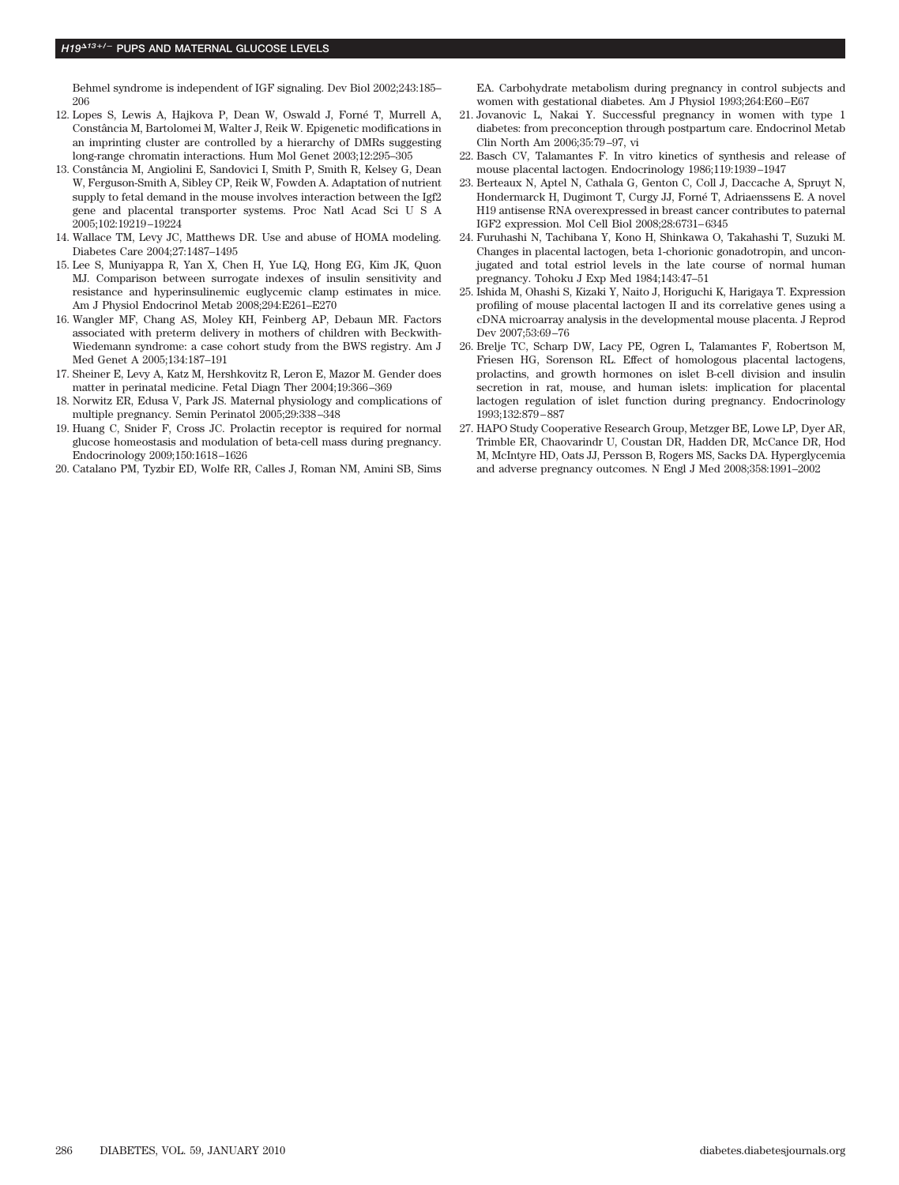Behmel syndrome is independent of IGF signaling. Dev Biol 2002;243:185–206

12. Lopes S, Lewis A, Hajkova P, Dean W, Oswald J, Forné T, Murrell A, Constância M, Bartolomei M, Walter J, Reik W. Epigenetic modifications in an imprinting cluster are controlled by a hierarchy of DMRs suggesting long-range chromatin interactions. Hum Mol Genet 2003;12:295–305
13. Constância M, Angiolini E, Sandovici I, Smith P, Smith R, Kelsey G, Dean W, Ferguson-Smith A, Sibley CP, Reik W, Fowden A. Adaptation of nutrient supply to fetal demand in the mouse involves interaction between the Igf2 gene and placental transporter systems. Proc Natl Acad Sci U S A 2005;102:19219–19224
14. Wallace TM, Levy JC, Matthews DR. Use and abuse of HOMA modeling. Diabetes Care 2004;27:1487–1495
15. Lee S, Muniyappa R, Yan X, Chen H, Yue LQ, Hong EG, Kim JK, Quon MJ. Comparison between surrogate indexes of insulin sensitivity and resistance and hyperinsulinemic euglycemic clamp estimates in mice. Am J Physiol Endocrinol Metab 2008;294:E261–E270
16. Wangler MF, Chang AS, Moley KH, Feinberg AP, Debaun MR. Factors associated with preterm delivery in mothers of children with Beckwith-Wiedemann syndrome: a case cohort study from the BWS registry. Am J Med Genet A 2005;134:187–191
17. Sheiner E, Levy A, Katz M, Hershkovitz R, Leron E, Mazor M. Gender does matter in perinatal medicine. Fetal Diagn Ther 2004;19:366–369
18. Norwitz ER, Edusa V, Park JS. Maternal physiology and complications of multiple pregnancy. Semin Perinatol 2005;29:338–348
19. Huang C, Snider F, Cross JC. Prolactin receptor is required for normal glucose homeostasis and modulation of beta-cell mass during pregnancy. Endocrinology 2009;150:1618–1626
20. Catalano PM, Tyzbir ED, Wolfe RR, Calles J, Roman NM, Amini SB, Sims EA. Carbohydrate metabolism during pregnancy in control subjects and women with gestational diabetes. Am J Physiol 1993;264:E60–E67
21. Jovanovic L, Nakai Y. Successful pregnancy in women with type 1 diabetes: from preconception through postpartum care. Endocrinol Metab Clin North Am 2006;35:79–97, vi
22. Basch CV, Talamantes F. In vitro kinetics of synthesis and release of mouse placental lactogen. Endocrinology 1986;119:1939–1947
23. Berteaux N, Aptel N, Cathala G, Genton C, Coll J, Daccache A, Spruyt N, Hondermarck H, Dugimont T, Curgy JJ, Forné T, Adriaenssens E. A novel H19 antisense RNA overexpressed in breast cancer contributes to paternal IGF2 expression. Mol Cell Biol 2008;28:6731–6345
24. Furuhashi N, Tachibana Y, Kono H, Shinkawa O, Takahashi T, Suzuki M. Changes in placental lactogen, beta 1-chorionic gonadotropin, and unconjugated and total estriol levels in the late course of normal human pregnancy. Tohoku J Exp Med 1984;143:47–51
25. Ishida M, Ohashi S, Kizaki Y, Naito J, Horiguchi K, Harigaya T. Expression profiling of mouse placental lactogen II and its correlative genes using a cDNA microarray analysis in the developmental mouse placenta. J Reprod Dev 2007;53:69–76
26. Brelje TC, Scharp DW, Lacy PE, Ogren L, Talamantes F, Robertson M, Friesen HG, Sorenson RL. Effect of homologous placental lactogens, prolactins, and growth hormones on islet B-cell division and insulin secretion in rat, mouse, and human islets: implication for placental lactogen regulation of islet function during pregnancy. Endocrinology 1993;132:879–887
27. HAPO Study Cooperative Research Group, Metzger BE, Lowe LP, Dyer AR, Trimble ER, Chaovarindr U, Coustan DR, Hadden DR, McCance DR, Hod M, McIntyre HD, Oats JJ, Persson B, Rogers MS, Sacks DA. Hyperglycemia and adverse pregnancy outcomes. N Engl J Med 2008;358:1991–2002